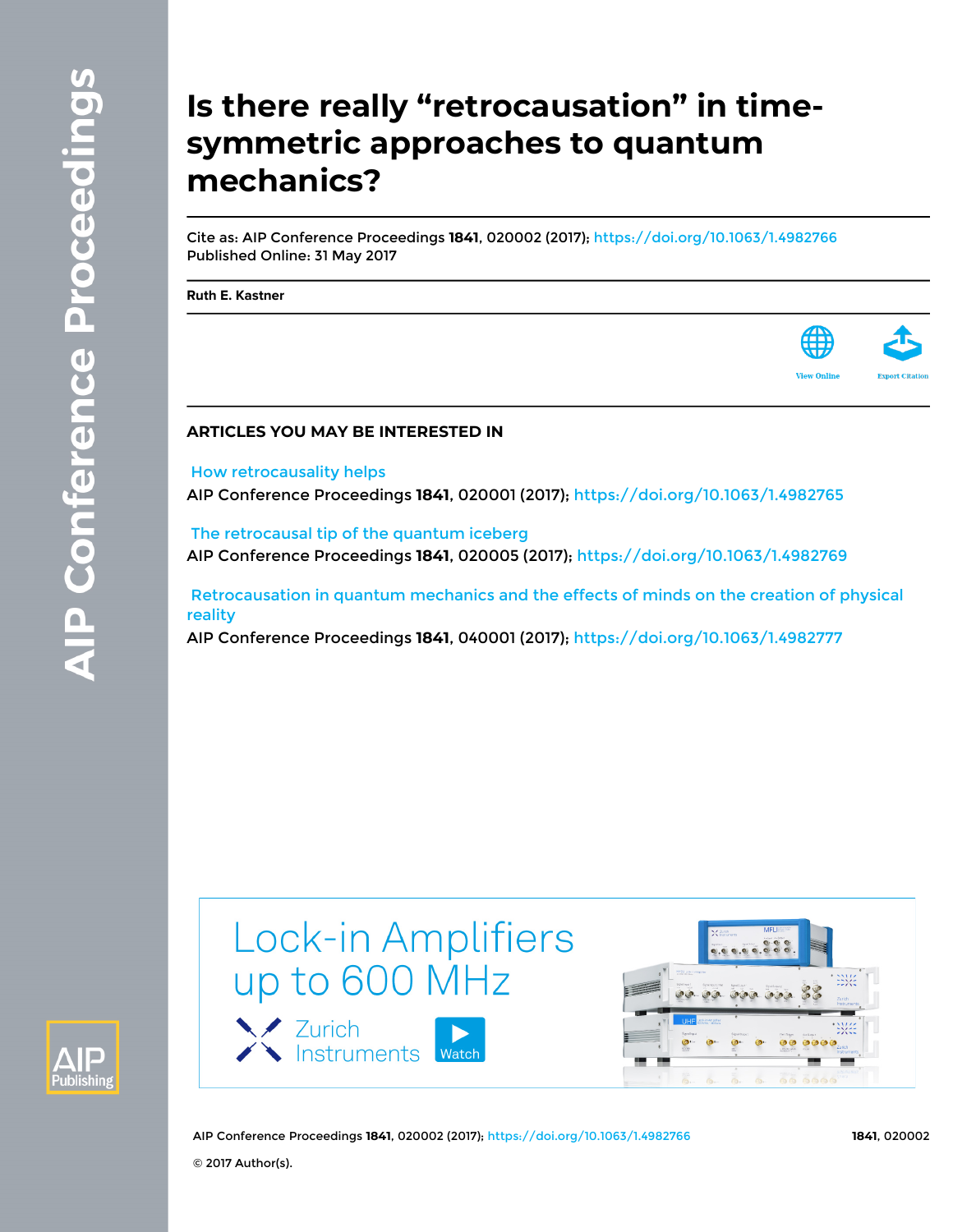# Is there really “retrocausation” in time-symmetric approaches to quantum mechanics?

Cite as: AIP Conference Proceedings **1841**, 020002 (2017); https://doi.org/10.1063/1.4982766
Published Online: 31 May 2017

**Ruth E. Kastner**

View Online Export Citation

## ARTICLES YOU MAY BE INTERESTED IN

How retrocausality helps
AIP Conference Proceedings **1841**, 020001 (2017); https://doi.org/10.1063/1.4982765

The retrocausal tip of the quantum iceberg
AIP Conference Proceedings **1841**, 020005 (2017); https://doi.org/10.1063/1.4982769

Retrocausation in quantum mechanics and the effects of minds on the creation of physical reality
AIP Conference Proceedings **1841**, 040001 (2017); https://doi.org/10.1063/1.4982777

© 2017 Author(s).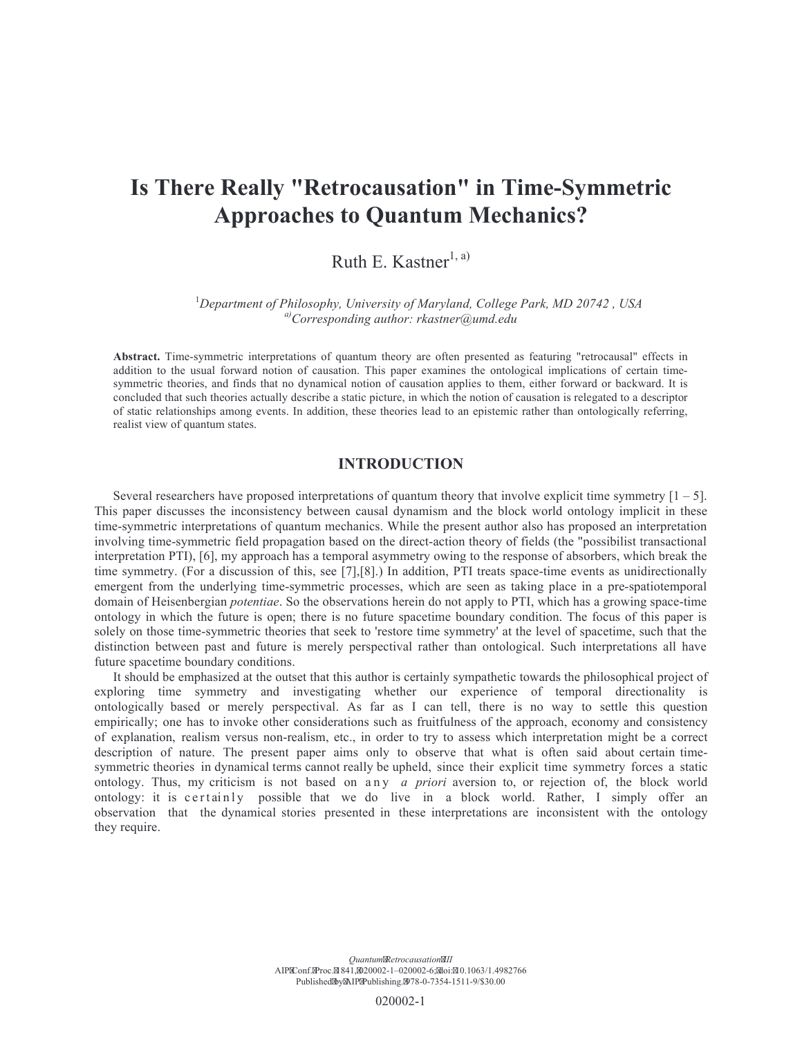# Is There Really "Retrocausation" in Time-Symmetric Approaches to Quantum Mechanics?

Ruth E. Kastner[1, a)]

[1]*Department of Philosophy, University of Maryland, College Park, MD 20742 , USA*
[a)]*Corresponding author: rkastner@umd.edu*

**Abstract.** Time-symmetric interpretations of quantum theory are often presented as featuring "retrocausal" effects in addition to the usual forward notion of causation. This paper examines the ontological implications of certain time-symmetric theories, and finds that no dynamical notion of causation applies to them, either forward or backward. It is concluded that such theories actually describe a static picture, in which the notion of causation is relegated to a descriptor of static relationships among events. In addition, these theories lead to an epistemic rather than ontologically referring, realist view of quantum states.

## INTRODUCTION

Several researchers have proposed interpretations of quantum theory that involve explicit time symmetry [1 – 5]. This paper discusses the inconsistency between causal dynamism and the block world ontology implicit in these time-symmetric interpretations of quantum mechanics. While the present author also has proposed an interpretation involving time-symmetric field propagation based on the direct-action theory of fields (the "possibilist transactional interpretation PTI), [6], my approach has a temporal asymmetry owing to the response of absorbers, which break the time symmetry. (For a discussion of this, see [7],[8].) In addition, PTI treats space-time events as unidirectionally emergent from the underlying time-symmetric processes, which are seen as taking place in a pre-spatiotemporal domain of Heisenbergian *potentiae*. So the observations herein do not apply to PTI, which has a growing space-time ontology in which the future is open; there is no future spacetime boundary condition. The focus of this paper is solely on those time-symmetric theories that seek to 'restore time symmetry' at the level of spacetime, such that the distinction between past and future is merely perspectival rather than ontological. Such interpretations all have future spacetime boundary conditions.

It should be emphasized at the outset that this author is certainly sympathetic towards the philosophical project of exploring time symmetry and investigating whether our experience of temporal directionality is ontologically based or merely perspectival. As far as I can tell, there is no way to settle this question empirically; one has to invoke other considerations such as fruitfulness of the approach, economy and consistency of explanation, realism versus non-realism, etc., in order to try to assess which interpretation might be a correct description of nature. The present paper aims only to observe that what is often said about certain time-symmetric theories in dynamical terms cannot really be upheld, since their explicit time symmetry forces a static ontology. Thus, my criticism is not based on any *a priori* aversion to, or rejection of, the block world ontology: it is certainly possible that we do live in a block world. Rather, I simply offer an observation that the dynamical stories presented in these interpretations are inconsistent with the ontology they require.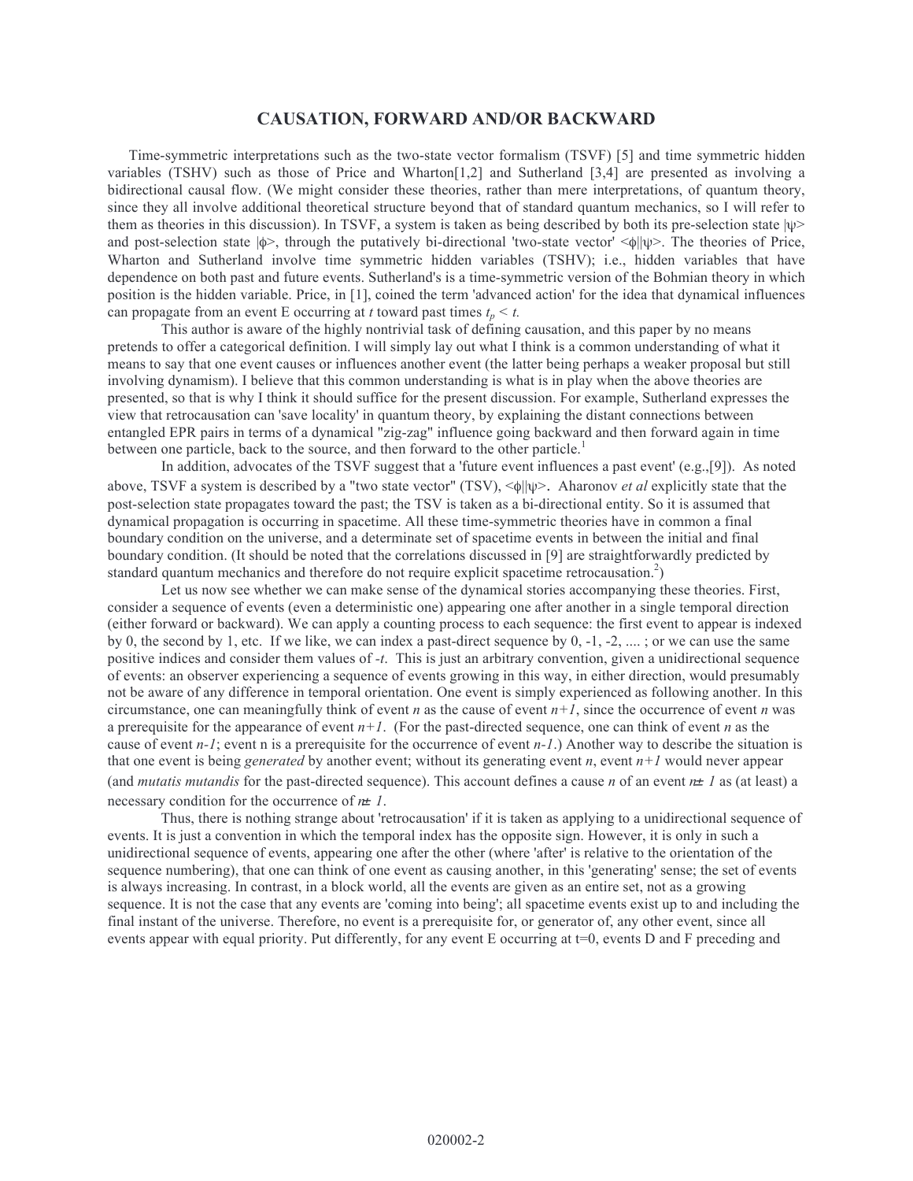## CAUSATION, FORWARD AND/OR BACKWARD

Time-symmetric interpretations such as the two-state vector formalism (TSVF) [5] and time symmetric hidden variables (TSHV) such as those of Price and Wharton[1,2] and Sutherland [3,4] are presented as involving a bidirectional causal flow. (We might consider these theories, rather than mere interpretations, of quantum theory, since they all involve additional theoretical structure beyond that of standard quantum mechanics, so I will refer to them as theories in this discussion). In TSVF, a system is taken as being described by both its pre-selection state $|\psi\rangle$ and post-selection state $|\phi\rangle$, through the putatively bi-directional 'two-state vector' $\langle\phi||\psi\rangle$. The theories of Price, Wharton and Sutherland involve time symmetric hidden variables (TSHV); i.e., hidden variables that have dependence on both past and future events. Sutherland's is a time-symmetric version of the Bohmian theory in which position is the hidden variable. Price, in [1], coined the term 'advanced action' for the idea that dynamical influences can propagate from an event E occurring at $t$ toward past times $t_p < t$.

This author is aware of the highly nontrivial task of defining causation, and this paper by no means pretends to offer a categorical definition. I will simply lay out what I think is a common understanding of what it means to say that one event causes or influences another event (the latter being perhaps a weaker proposal but still involving dynamism). I believe that this common understanding is what is in play when the above theories are presented, so that is why I think it should suffice for the present discussion. For example, Sutherland expresses the view that retrocausation can 'save locality' in quantum theory, by explaining the distant connections between entangled EPR pairs in terms of a dynamical "zig-zag" influence going backward and then forward again in time between one particle, back to the source, and then forward to the other particle.[1]

In addition, advocates of the TSVF suggest that a 'future event influences a past event' (e.g.,[9]). As noted above, TSVF a system is described by a "two state vector" (TSV), $\langle\phi||\psi\rangle$. Aharonov *et al* explicitly state that the post-selection state propagates toward the past; the TSV is taken as a bi-directional entity. So it is assumed that dynamical propagation is occurring in spacetime. All these time-symmetric theories have in common a final boundary condition on the universe, and a determinate set of spacetime events in between the initial and final boundary condition. (It should be noted that the correlations discussed in [9] are straightforwardly predicted by standard quantum mechanics and therefore do not require explicit spacetime retrocausation.[2])

Let us now see whether we can make sense of the dynamical stories accompanying these theories. First, consider a sequence of events (even a deterministic one) appearing one after another in a single temporal direction (either forward or backward). We can apply a counting process to each sequence: the first event to appear is indexed by 0, the second by 1, etc. If we like, we can index a past-direct sequence by 0, -1, -2, .... ; or we can use the same positive indices and consider them values of $-t$. This is just an arbitrary convention, given a unidirectional sequence of events: an observer experiencing a sequence of events growing in this way, in either direction, would presumably not be aware of any difference in temporal orientation. One event is simply experienced as following another. In this circumstance, one can meaningfully think of event $n$ as the cause of event $n+1$, since the occurrence of event $n$ was a prerequisite for the appearance of event $n+1$. (For the past-directed sequence, one can think of event $n$ as the cause of event $n-1$; event n is a prerequisite for the occurrence of event $n-1$.) Another way to describe the situation is that one event is being *generated* by another event; without its generating event $n$, event $n+1$ would never appear (and *mutatis mutandis* for the past-directed sequence). This account defines a cause $n$ of an event $n\pm 1$ as (at least) a necessary condition for the occurrence of $n\pm 1$.

Thus, there is nothing strange about 'retrocausation' if it is taken as applying to a unidirectional sequence of events. It is just a convention in which the temporal index has the opposite sign. However, it is only in such a unidirectional sequence of events, appearing one after the other (where 'after' is relative to the orientation of the sequence numbering), that one can think of one event as causing another, in this 'generating' sense; the set of events is always increasing. In contrast, in a block world, all the events are given as an entire set, not as a growing sequence. It is not the case that any events are 'coming into being'; all spacetime events exist up to and including the final instant of the universe. Therefore, no event is a prerequisite for, or generator of, any other event, since all events appear with equal priority. Put differently, for any event E occurring at t=0, events D and F preceding and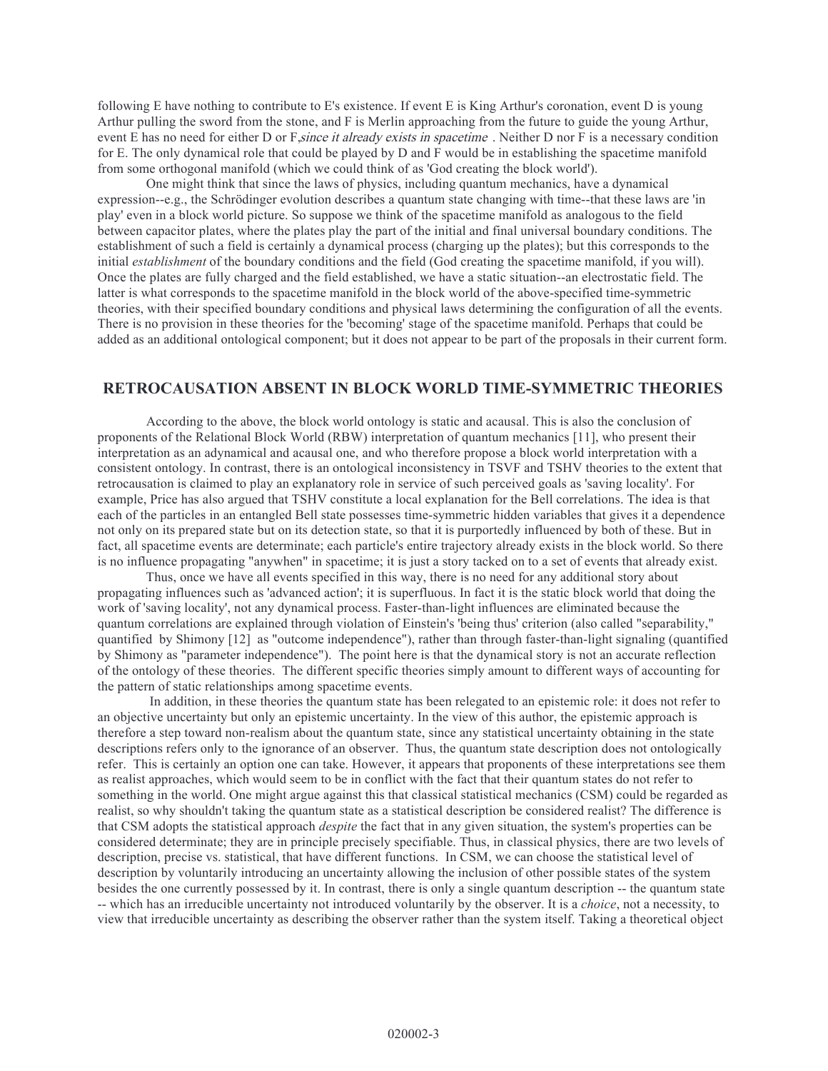following E have nothing to contribute to E's existence. If event E is King Arthur's coronation, event D is young Arthur pulling the sword from the stone, and F is Merlin approaching from the future to guide the young Arthur, event E has no need for either D or F,*since it already exists in spacetime* . Neither D nor F is a necessary condition for E. The only dynamical role that could be played by D and F would be in establishing the spacetime manifold from some orthogonal manifold (which we could think of as 'God creating the block world').

One might think that since the laws of physics, including quantum mechanics, have a dynamical expression--e.g., the Schrödinger evolution describes a quantum state changing with time--that these laws are 'in play' even in a block world picture. So suppose we think of the spacetime manifold as analogous to the field between capacitor plates, where the plates play the part of the initial and final universal boundary conditions. The establishment of such a field is certainly a dynamical process (charging up the plates); but this corresponds to the initial *establishment* of the boundary conditions and the field (God creating the spacetime manifold, if you will). Once the plates are fully charged and the field established, we have a static situation--an electrostatic field. The latter is what corresponds to the spacetime manifold in the block world of the above-specified time-symmetric theories, with their specified boundary conditions and physical laws determining the configuration of all the events. There is no provision in these theories for the 'becoming' stage of the spacetime manifold. Perhaps that could be added as an additional ontological component; but it does not appear to be part of the proposals in their current form.

## RETROCAUSATION ABSENT IN BLOCK WORLD TIME-SYMMETRIC THEORIES

According to the above, the block world ontology is static and acausal. This is also the conclusion of proponents of the Relational Block World (RBW) interpretation of quantum mechanics [11], who present their interpretation as an adynamical and acausal one, and who therefore propose a block world interpretation with a consistent ontology. In contrast, there is an ontological inconsistency in TSVF and TSHV theories to the extent that retrocausation is claimed to play an explanatory role in service of such perceived goals as 'saving locality'. For example, Price has also argued that TSHV constitute a local explanation for the Bell correlations. The idea is that each of the particles in an entangled Bell state possesses time-symmetric hidden variables that gives it a dependence not only on its prepared state but on its detection state, so that it is purportedly influenced by both of these. But in fact, all spacetime events are determinate; each particle's entire trajectory already exists in the block world. So there is no influence propagating "anywhen" in spacetime; it is just a story tacked on to a set of events that already exist.

Thus, once we have all events specified in this way, there is no need for any additional story about propagating influences such as 'advanced action'; it is superfluous. In fact it is the static block world that doing the work of 'saving locality', not any dynamical process. Faster-than-light influences are eliminated because the quantum correlations are explained through violation of Einstein's 'being thus' criterion (also called "separability," quantified by Shimony [12] as "outcome independence"), rather than through faster-than-light signaling (quantified by Shimony as "parameter independence"). The point here is that the dynamical story is not an accurate reflection of the ontology of these theories. The different specific theories simply amount to different ways of accounting for the pattern of static relationships among spacetime events.

In addition, in these theories the quantum state has been relegated to an epistemic role: it does not refer to an objective uncertainty but only an epistemic uncertainty. In the view of this author, the epistemic approach is therefore a step toward non-realism about the quantum state, since any statistical uncertainty obtaining in the state descriptions refers only to the ignorance of an observer. Thus, the quantum state description does not ontologically refer. This is certainly an option one can take. However, it appears that proponents of these interpretations see them as realist approaches, which would seem to be in conflict with the fact that their quantum states do not refer to something in the world. One might argue against this that classical statistical mechanics (CSM) could be regarded as realist, so why shouldn't taking the quantum state as a statistical description be considered realist? The difference is that CSM adopts the statistical approach *despite* the fact that in any given situation, the system's properties can be considered determinate; they are in principle precisely specifiable. Thus, in classical physics, there are two levels of description, precise vs. statistical, that have different functions. In CSM, we can choose the statistical level of description by voluntarily introducing an uncertainty allowing the inclusion of other possible states of the system besides the one currently possessed by it. In contrast, there is only a single quantum description -- the quantum state -- which has an irreducible uncertainty not introduced voluntarily by the observer. It is a *choice*, not a necessity, to view that irreducible uncertainty as describing the observer rather than the system itself. Taking a theoretical object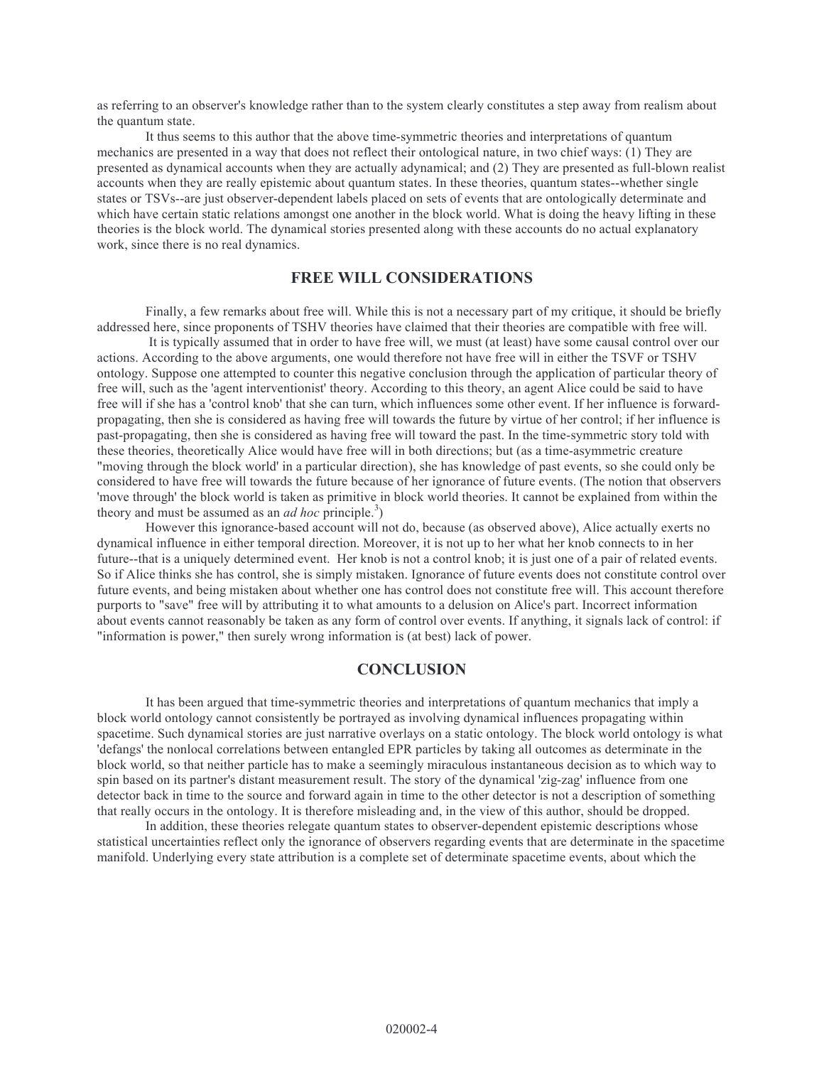as referring to an observer's knowledge rather than to the system clearly constitutes a step away from realism about the quantum state.

It thus seems to this author that the above time-symmetric theories and interpretations of quantum mechanics are presented in a way that does not reflect their ontological nature, in two chief ways: (1) They are presented as dynamical accounts when they are actually adynamical; and (2) They are presented as full-blown realist accounts when they are really epistemic about quantum states. In these theories, quantum states--whether single states or TSVs--are just observer-dependent labels placed on sets of events that are ontologically determinate and which have certain static relations amongst one another in the block world. What is doing the heavy lifting in these theories is the block world. The dynamical stories presented along with these accounts do no actual explanatory work, since there is no real dynamics.

## FREE WILL CONSIDERATIONS

Finally, a few remarks about free will. While this is not a necessary part of my critique, it should be briefly addressed here, since proponents of TSHV theories have claimed that their theories are compatible with free will.

It is typically assumed that in order to have free will, we must (at least) have some causal control over our actions. According to the above arguments, one would therefore not have free will in either the TSVF or TSHV ontology. Suppose one attempted to counter this negative conclusion through the application of particular theory of free will, such as the 'agent interventionist' theory. According to this theory, an agent Alice could be said to have free will if she has a 'control knob' that she can turn, which influences some other event. If her influence is forward-propagating, then she is considered as having free will towards the future by virtue of her control; if her influence is past-propagating, then she is considered as having free will toward the past. In the time-symmetric story told with these theories, theoretically Alice would have free will in both directions; but (as a time-asymmetric creature "moving through the block world' in a particular direction), she has knowledge of past events, so she could only be considered to have free will towards the future because of her ignorance of future events. (The notion that observers 'move through' the block world is taken as primitive in block world theories. It cannot be explained from within the theory and must be assumed as an *ad hoc* principle.[3])

However this ignorance-based account will not do, because (as observed above), Alice actually exerts no dynamical influence in either temporal direction. Moreover, it is not up to her what her knob connects to in her future--that is a uniquely determined event. Her knob is not a control knob; it is just one of a pair of related events. So if Alice thinks she has control, she is simply mistaken. Ignorance of future events does not constitute control over future events, and being mistaken about whether one has control does not constitute free will. This account therefore purports to "save" free will by attributing it to what amounts to a delusion on Alice's part. Incorrect information about events cannot reasonably be taken as any form of control over events. If anything, it signals lack of control: if "information is power," then surely wrong information is (at best) lack of power.

## CONCLUSION

It has been argued that time-symmetric theories and interpretations of quantum mechanics that imply a block world ontology cannot consistently be portrayed as involving dynamical influences propagating within spacetime. Such dynamical stories are just narrative overlays on a static ontology. The block world ontology is what 'defangs' the nonlocal correlations between entangled EPR particles by taking all outcomes as determinate in the block world, so that neither particle has to make a seemingly miraculous instantaneous decision as to which way to spin based on its partner's distant measurement result. The story of the dynamical 'zig-zag' influence from one detector back in time to the source and forward again in time to the other detector is not a description of something that really occurs in the ontology. It is therefore misleading and, in the view of this author, should be dropped.

In addition, these theories relegate quantum states to observer-dependent epistemic descriptions whose statistical uncertainties reflect only the ignorance of observers regarding events that are determinate in the spacetime manifold. Underlying every state attribution is a complete set of determinate spacetime events, about which the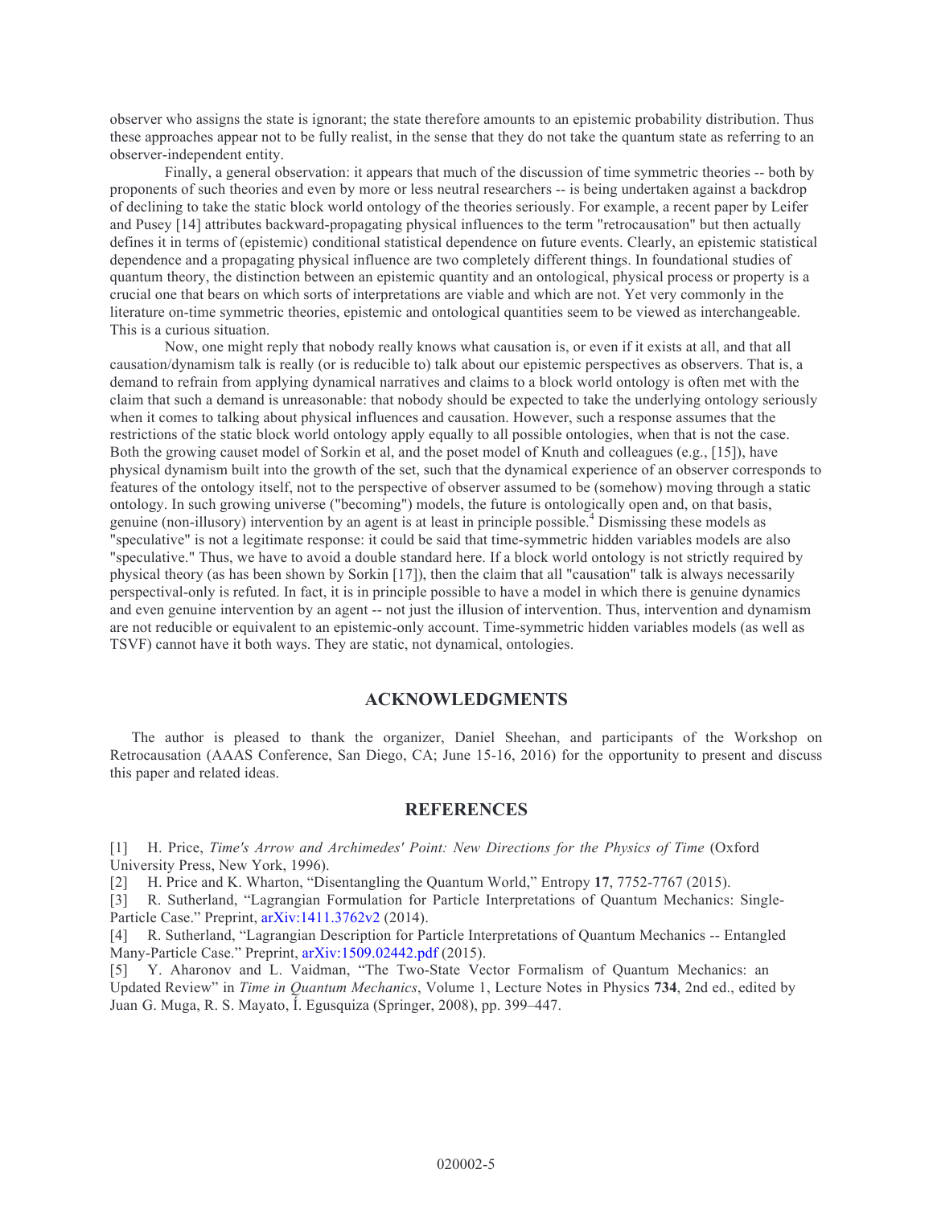observer who assigns the state is ignorant; the state therefore amounts to an epistemic probability distribution. Thus these approaches appear not to be fully realist, in the sense that they do not take the quantum state as referring to an observer-independent entity.

Finally, a general observation: it appears that much of the discussion of time symmetric theories -- both by proponents of such theories and even by more or less neutral researchers -- is being undertaken against a backdrop of declining to take the static block world ontology of the theories seriously. For example, a recent paper by Leifer and Pusey [14] attributes backward-propagating physical influences to the term "retrocausation" but then actually defines it in terms of (epistemic) conditional statistical dependence on future events. Clearly, an epistemic statistical dependence and a propagating physical influence are two completely different things. In foundational studies of quantum theory, the distinction between an epistemic quantity and an ontological, physical process or property is a crucial one that bears on which sorts of interpretations are viable and which are not. Yet very commonly in the literature on-time symmetric theories, epistemic and ontological quantities seem to be viewed as interchangeable. This is a curious situation.

Now, one might reply that nobody really knows what causation is, or even if it exists at all, and that all causation/dynamism talk is really (or is reducible to) talk about our epistemic perspectives as observers. That is, a demand to refrain from applying dynamical narratives and claims to a block world ontology is often met with the claim that such a demand is unreasonable: that nobody should be expected to take the underlying ontology seriously when it comes to talking about physical influences and causation. However, such a response assumes that the restrictions of the static block world ontology apply equally to all possible ontologies, when that is not the case. Both the growing causet model of Sorkin et al, and the poset model of Knuth and colleagues (e.g., [15]), have physical dynamism built into the growth of the set, such that the dynamical experience of an observer corresponds to features of the ontology itself, not to the perspective of observer assumed to be (somehow) moving through a static ontology. In such growing universe ("becoming") models, the future is ontologically open and, on that basis, genuine (non-illusory) intervention by an agent is at least in principle possible.[4] Dismissing these models as "speculative" is not a legitimate response: it could be said that time-symmetric hidden variables models are also "speculative." Thus, we have to avoid a double standard here. If a block world ontology is not strictly required by physical theory (as has been shown by Sorkin [17]), then the claim that all "causation" talk is always necessarily perspectival-only is refuted. In fact, it is in principle possible to have a model in which there is genuine dynamics and even genuine intervention by an agent -- not just the illusion of intervention. Thus, intervention and dynamism are not reducible or equivalent to an epistemic-only account. Time-symmetric hidden variables models (as well as TSVF) cannot have it both ways. They are static, not dynamical, ontologies.

## ACKNOWLEDGMENTS

The author is pleased to thank the organizer, Daniel Sheehan, and participants of the Workshop on Retrocausation (AAAS Conference, San Diego, CA; June 15-16, 2016) for the opportunity to present and discuss this paper and related ideas.

## REFERENCES

[1] H. Price, *Time's Arrow and Archimedes' Point: New Directions for the Physics of Time* (Oxford University Press, New York, 1996).

[2] H. Price and K. Wharton, "Disentangling the Quantum World," Entropy **17**, 7752-7767 (2015).

[3] R. Sutherland, "Lagrangian Formulation for Particle Interpretations of Quantum Mechanics: Single-Particle Case." Preprint, arXiv:1411.3762v2 (2014).

[4] R. Sutherland, "Lagrangian Description for Particle Interpretations of Quantum Mechanics -- Entangled Many-Particle Case." Preprint, arXiv:1509.02442.pdf (2015).

[5] Y. Aharonov and L. Vaidman, "The Two-State Vector Formalism of Quantum Mechanics: an Updated Review" in *Time in Quantum Mechanics*, Volume 1, Lecture Notes in Physics **734**, 2nd ed., edited by Juan G. Muga, R. S. Mayato, Í. Egusquiza (Springer, 2008), pp. 399–447.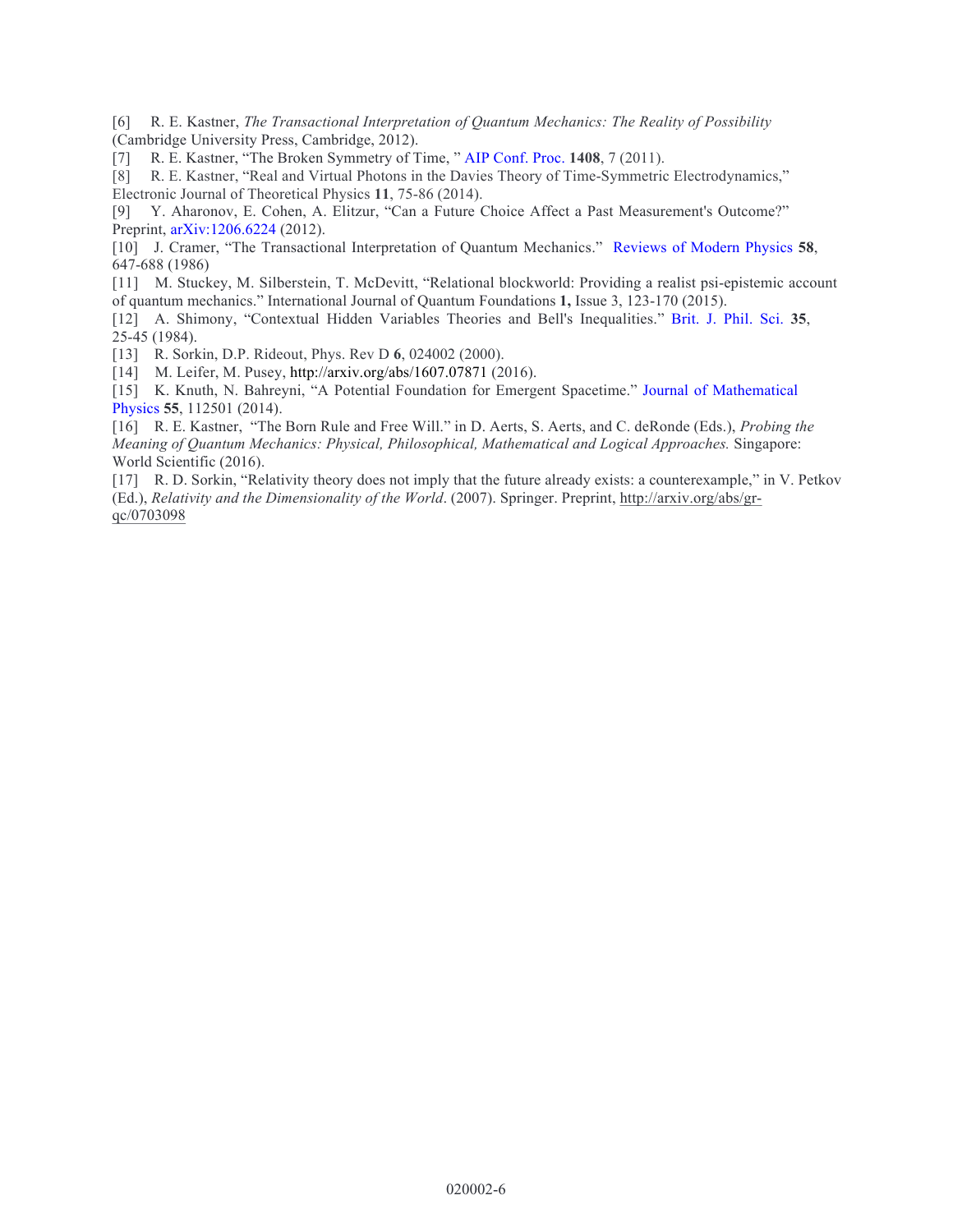[6] R. E. Kastner, *The Transactional Interpretation of Quantum Mechanics: The Reality of Possibility* (Cambridge University Press, Cambridge, 2012).

[7] R. E. Kastner, "The Broken Symmetry of Time, " AIP Conf. Proc. **1408**, 7 (2011).

[8] R. E. Kastner, "Real and Virtual Photons in the Davies Theory of Time-Symmetric Electrodynamics," Electronic Journal of Theoretical Physics **11**, 75-86 (2014).

[9] Y. Aharonov, E. Cohen, A. Elitzur, "Can a Future Choice Affect a Past Measurement's Outcome?" Preprint, arXiv:1206.6224 (2012).

[10] J. Cramer, "The Transactional Interpretation of Quantum Mechanics." Reviews of Modern Physics **58**, 647-688 (1986)

[11] M. Stuckey, M. Silberstein, T. McDevitt, "Relational blockworld: Providing a realist psi-epistemic account of quantum mechanics." International Journal of Quantum Foundations **1,** Issue 3, 123-170 (2015).

[12] A. Shimony, "Contextual Hidden Variables Theories and Bell's Inequalities." Brit. J. Phil. Sci. **35**, 25-45 (1984).

[13] R. Sorkin, D.P. Rideout, Phys. Rev D **6**, 024002 (2000).

[14] M. Leifer, M. Pusey, http://arxiv.org/abs/1607.07871 (2016).

[15] K. Knuth, N. Bahreyni, "A Potential Foundation for Emergent Spacetime." Journal of Mathematical Physics **55**, 112501 (2014).

[16] R. E. Kastner, "The Born Rule and Free Will." in D. Aerts, S. Aerts, and C. deRonde (Eds.), *Probing the Meaning of Quantum Mechanics: Physical, Philosophical, Mathematical and Logical Approaches.* Singapore: World Scientific (2016).

[17] R. D. Sorkin, "Relativity theory does not imply that the future already exists: a counterexample," in V. Petkov (Ed.), *Relativity and the Dimensionality of the World*. (2007). Springer. Preprint, http://arxiv.org/abs/gr-qc/0703098